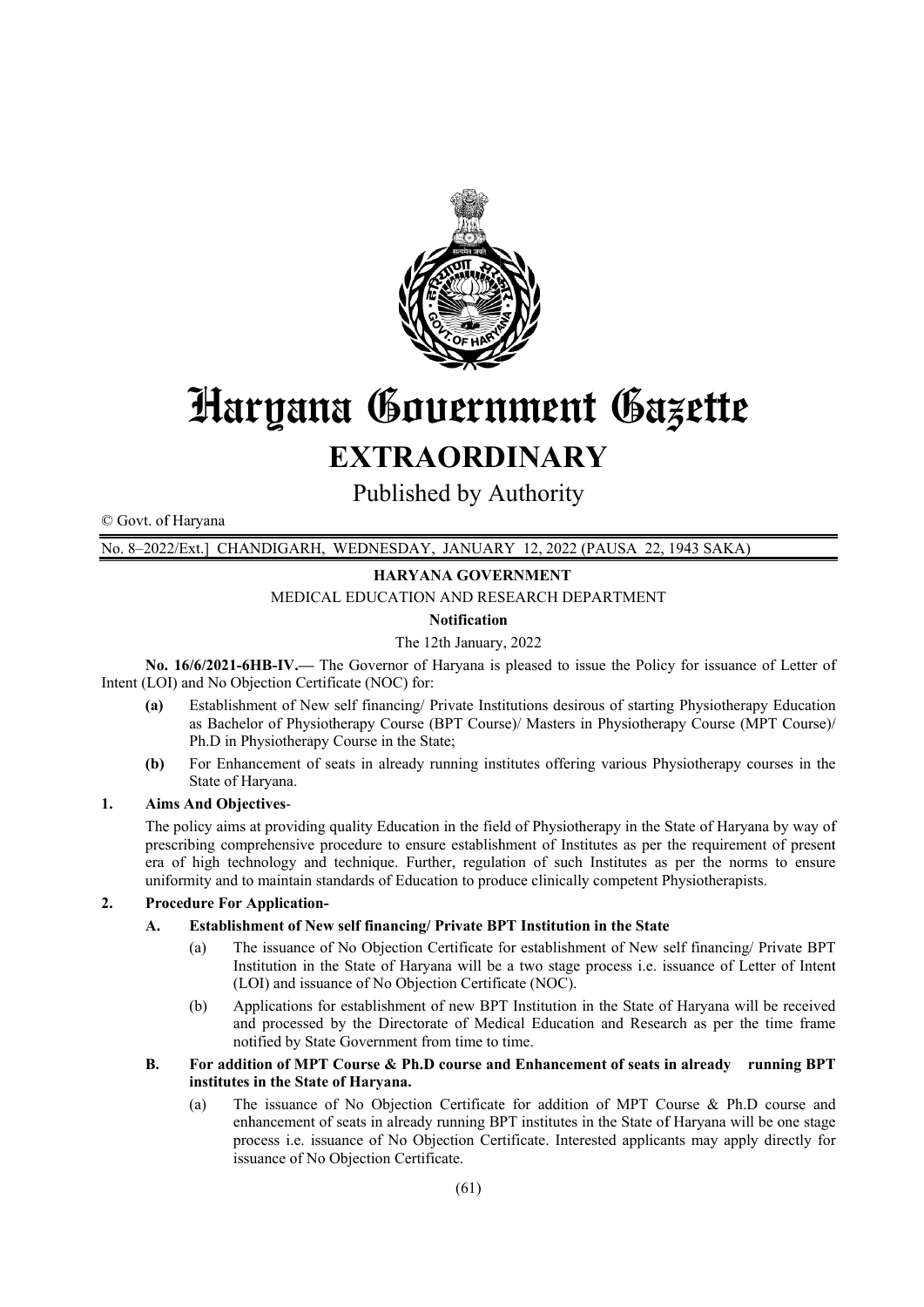# Haryana Government Gazette

## EXTRAORDINARY

Published by Authority

© Govt. of Haryana

No. 8–2022/Ext.] CHANDIGARH, WEDNESDAY, JANUARY 12, 2022 (PAUSA 22, 1943 SAKA)

**HARYANA GOVERNMENT**

MEDICAL EDUCATION AND RESEARCH DEPARTMENT

**Notification**

The 12th January, 2022

**No. 16/6/2021-6HB-IV.—** The Governor of Haryana is pleased to issue the Policy for issuance of Letter of Intent (LOI) and No Objection Certificate (NOC) for:

- **(a)** Establishment of New self financing/ Private Institutions desirous of starting Physiotherapy Education as Bachelor of Physiotherapy Course (BPT Course)/ Masters in Physiotherapy Course (MPT Course)/ Ph.D in Physiotherapy Course in the State;
- **(b)** For Enhancement of seats in already running institutes offering various Physiotherapy courses in the State of Haryana.

**1. Aims And Objectives**-

The policy aims at providing quality Education in the field of Physiotherapy in the State of Haryana by way of prescribing comprehensive procedure to ensure establishment of Institutes as per the requirement of present era of high technology and technique. Further, regulation of such Institutes as per the norms to ensure uniformity and to maintain standards of Education to produce clinically competent Physiotherapists.

**2. Procedure For Application-**

**A. Establishment of New self financing/ Private BPT Institution in the State**

- (a) The issuance of No Objection Certificate for establishment of New self financing/ Private BPT Institution in the State of Haryana will be a two stage process i.e. issuance of Letter of Intent (LOI) and issuance of No Objection Certificate (NOC).
- (b) Applications for establishment of new BPT Institution in the State of Haryana will be received and processed by the Directorate of Medical Education and Research as per the time frame notified by State Government from time to time.

**B. For addition of MPT Course & Ph.D course and Enhancement of seats in already running BPT institutes in the State of Haryana.**

- (a) The issuance of No Objection Certificate for addition of MPT Course & Ph.D course and enhancement of seats in already running BPT institutes in the State of Haryana will be one stage process i.e. issuance of No Objection Certificate. Interested applicants may apply directly for issuance of No Objection Certificate.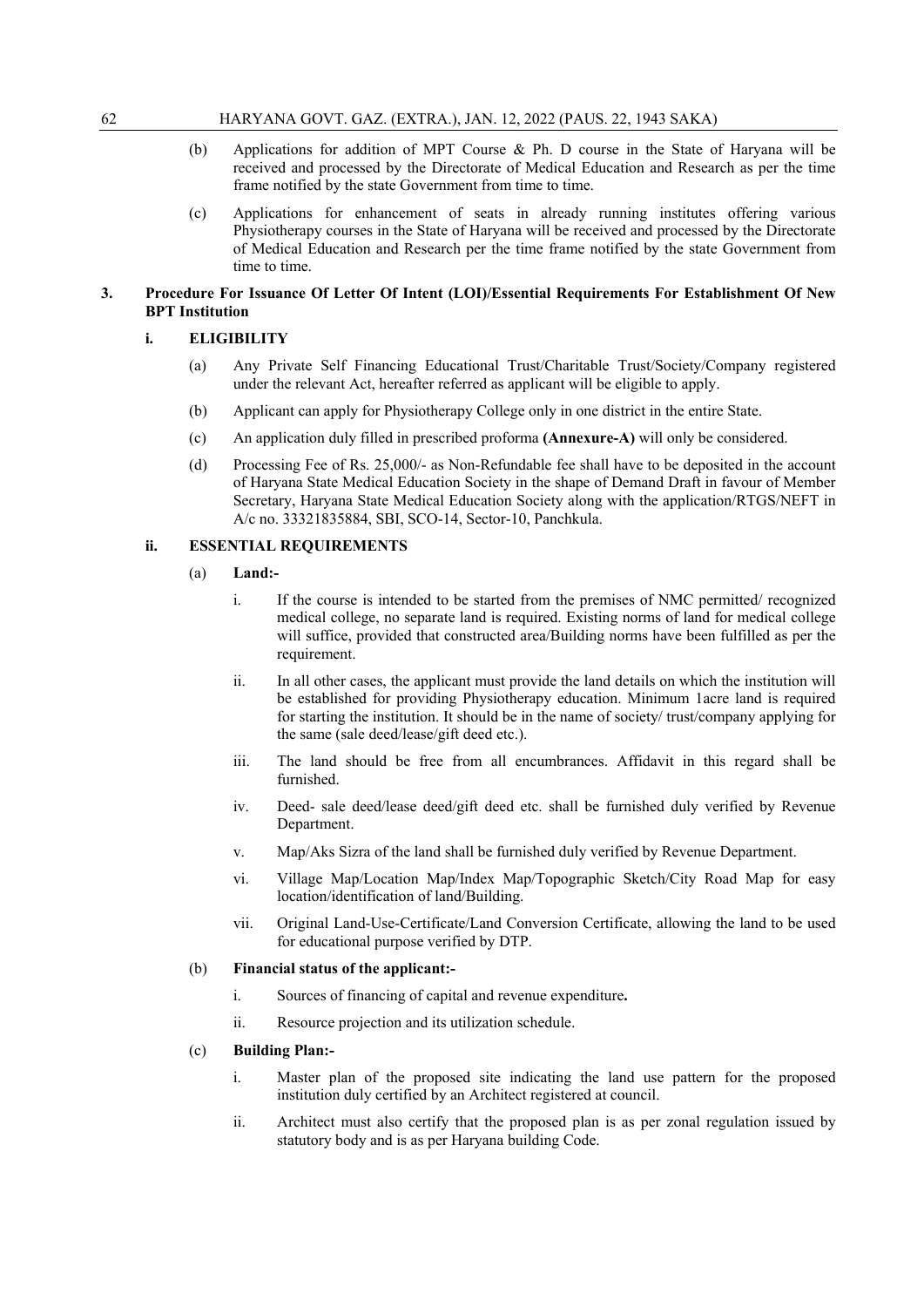(b) Applications for addition of MPT Course & Ph. D course in the State of Haryana will be received and processed by the Directorate of Medical Education and Research as per the time frame notified by the state Government from time to time.

(c) Applications for enhancement of seats in already running institutes offering various Physiotherapy courses in the State of Haryana will be received and processed by the Directorate of Medical Education and Research per the time frame notified by the state Government from time to time.

**3. Procedure For Issuance Of Letter Of Intent (LOI)/Essential Requirements For Establishment Of New BPT Institution**

**i. ELIGIBILITY**

(a) Any Private Self Financing Educational Trust/Charitable Trust/Society/Company registered under the relevant Act, hereafter referred as applicant will be eligible to apply.

(b) Applicant can apply for Physiotherapy College only in one district in the entire State.

(c) An application duly filled in prescribed proforma **(Annexure-A)** will only be considered.

(d) Processing Fee of Rs. 25,000/- as Non-Refundable fee shall have to be deposited in the account of Haryana State Medical Education Society in the shape of Demand Draft in favour of Member Secretary, Haryana State Medical Education Society along with the application/RTGS/NEFT in A/c no. 33321835884, SBI, SCO-14, Sector-10, Panchkula.

**ii. ESSENTIAL REQUIREMENTS**

(a) **Land:-**

i. If the course is intended to be started from the premises of NMC permitted/ recognized medical college, no separate land is required. Existing norms of land for medical college will suffice, provided that constructed area/Building norms have been fulfilled as per the requirement.

ii. In all other cases, the applicant must provide the land details on which the institution will be established for providing Physiotherapy education. Minimum 1acre land is required for starting the institution. It should be in the name of society/ trust/company applying for the same (sale deed/lease/gift deed etc.).

iii. The land should be free from all encumbrances. Affidavit in this regard shall be furnished.

iv. Deed- sale deed/lease deed/gift deed etc. shall be furnished duly verified by Revenue Department.

v. Map/Aks Sizra of the land shall be furnished duly verified by Revenue Department.

vi. Village Map/Location Map/Index Map/Topographic Sketch/City Road Map for easy location/identification of land/Building.

vii. Original Land-Use-Certificate/Land Conversion Certificate, allowing the land to be used for educational purpose verified by DTP.

(b) **Financial status of the applicant:-**

i. Sources of financing of capital and revenue expenditure**.**

ii. Resource projection and its utilization schedule.

(c) **Building Plan:-**

i. Master plan of the proposed site indicating the land use pattern for the proposed institution duly certified by an Architect registered at council.

ii. Architect must also certify that the proposed plan is as per zonal regulation issued by statutory body and is as per Haryana building Code.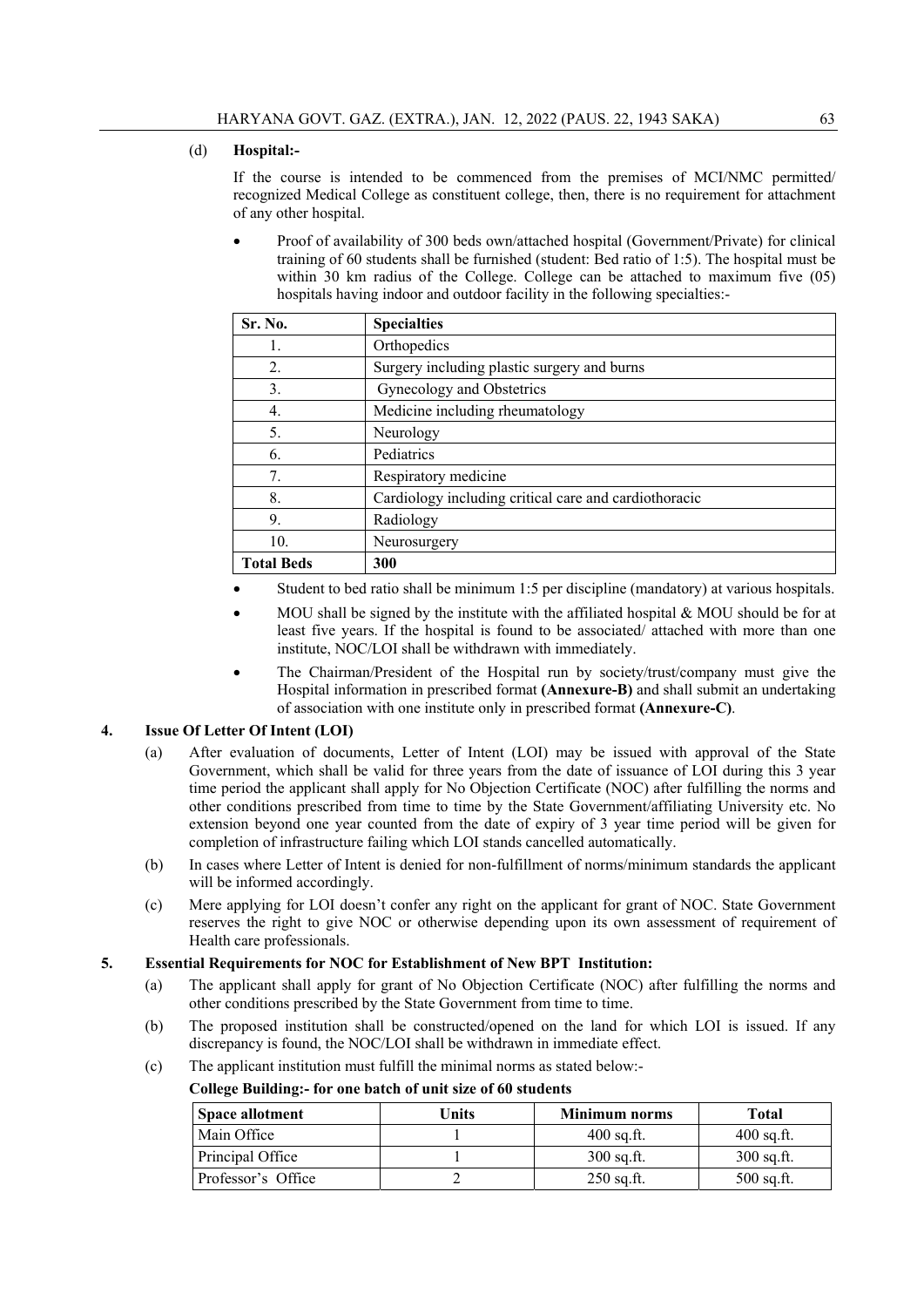(d) **Hospital:-**

If the course is intended to be commenced from the premises of MCI/NMC permitted/ recognized Medical College as constituent college, then, there is no requirement for attachment of any other hospital.

- Proof of availability of 300 beds own/attached hospital (Government/Private) for clinical training of 60 students shall be furnished (student: Bed ratio of 1:5). The hospital must be within 30 km radius of the College. College can be attached to maximum five (05) hospitals having indoor and outdoor facility in the following specialties:-

| Sr. No. | Specialties |
|---|---|
| 1. | Orthopedics |
| 2. | Surgery including plastic surgery and burns |
| 3. | Gynecology and Obstetrics |
| 4. | Medicine including rheumatology |
| 5. | Neurology |
| 6. | Pediatrics |
| 7. | Respiratory medicine |
| 8. | Cardiology including critical care and cardiothoracic |
| 9. | Radiology |
| 10. | Neurosurgery |
| **Total Beds** | **300** |

- Student to bed ratio shall be minimum 1:5 per discipline (mandatory) at various hospitals.
- MOU shall be signed by the institute with the affiliated hospital & MOU should be for at least five years. If the hospital is found to be associated/ attached with more than one institute, NOC/LOI shall be withdrawn with immediately.
- The Chairman/President of the Hospital run by society/trust/company must give the Hospital information in prescribed format **(Annexure-B)** and shall submit an undertaking of association with one institute only in prescribed format **(Annexure-C)**.

## 4. Issue Of Letter Of Intent (LOI)

(a) After evaluation of documents, Letter of Intent (LOI) may be issued with approval of the State Government, which shall be valid for three years from the date of issuance of LOI during this 3 year time period the applicant shall apply for No Objection Certificate (NOC) after fulfilling the norms and other conditions prescribed from time to time by the State Government/affiliating University etc. No extension beyond one year counted from the date of expiry of 3 year time period will be given for completion of infrastructure failing which LOI stands cancelled automatically.

(b) In cases where Letter of Intent is denied for non-fulfillment of norms/minimum standards the applicant will be informed accordingly.

(c) Mere applying for LOI doesn't confer any right on the applicant for grant of NOC. State Government reserves the right to give NOC or otherwise depending upon its own assessment of requirement of Health care professionals.

## 5. Essential Requirements for NOC for Establishment of New BPT Institution:

(a) The applicant shall apply for grant of No Objection Certificate (NOC) after fulfilling the norms and other conditions prescribed by the State Government from time to time.

(b) The proposed institution shall be constructed/opened on the land for which LOI is issued. If any discrepancy is found, the NOC/LOI shall be withdrawn in immediate effect.

(c) The applicant institution must fulfill the minimal norms as stated below:-

**College Building:- for one batch of unit size of 60 students**

| Space allotment | Units | Minimum norms | Total |
|---|---|---|---|
| Main Office | 1 | 400 sq.ft. | 400 sq.ft. |
| Principal Office | 1 | 300 sq.ft. | 300 sq.ft. |
| Professor's Office | 2 | 250 sq.ft. | 500 sq.ft. |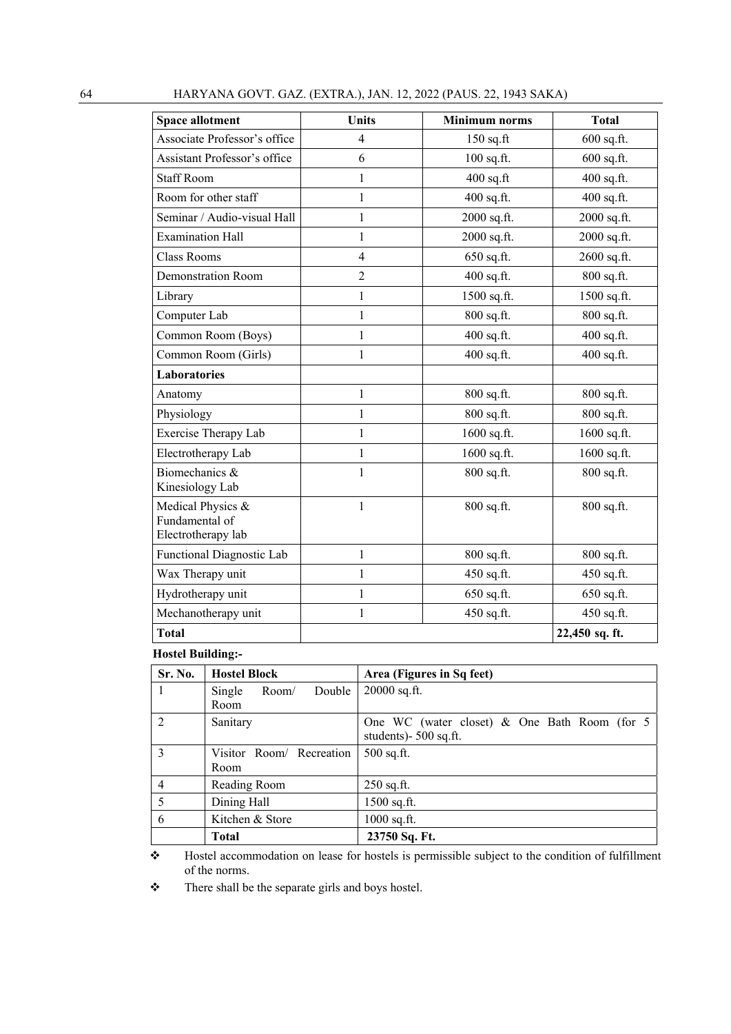| Space allotment | Units | Minimum norms | Total |
|---|---|---|---|
| Associate Professor's office | 4 | 150 sq.ft | 600 sq.ft. |
| Assistant Professor's office | 6 | 100 sq.ft. | 600 sq.ft. |
| Staff Room | 1 | 400 sq.ft | 400 sq.ft. |
| Room for other staff | 1 | 400 sq.ft. | 400 sq.ft. |
| Seminar / Audio-visual Hall | 1 | 2000 sq.ft. | 2000 sq.ft. |
| Examination Hall | 1 | 2000 sq.ft. | 2000 sq.ft. |
| Class Rooms | 4 | 650 sq.ft. | 2600 sq.ft. |
| Demonstration Room | 2 | 400 sq.ft. | 800 sq.ft. |
| Library | 1 | 1500 sq.ft. | 1500 sq.ft. |
| Computer Lab | 1 | 800 sq.ft. | 800 sq.ft. |
| Common Room (Boys) | 1 | 400 sq.ft. | 400 sq.ft. |
| Common Room (Girls) | 1 | 400 sq.ft. | 400 sq.ft. |
| **Laboratories** | | | |
| Anatomy | 1 | 800 sq.ft. | 800 sq.ft. |
| Physiology | 1 | 800 sq.ft. | 800 sq.ft. |
| Exercise Therapy Lab | 1 | 1600 sq.ft. | 1600 sq.ft. |
| Electrotherapy Lab | 1 | 1600 sq.ft. | 1600 sq.ft. |
| Biomechanics & Kinesiology Lab | 1 | 800 sq.ft. | 800 sq.ft. |
| Medical Physics & Fundamental of Electrotherapy lab | 1 | 800 sq.ft. | 800 sq.ft. |
| Functional Diagnostic Lab | 1 | 800 sq.ft. | 800 sq.ft. |
| Wax Therapy unit | 1 | 450 sq.ft. | 450 sq.ft. |
| Hydrotherapy unit | 1 | 650 sq.ft. | 650 sq.ft. |
| Mechanotherapy unit | 1 | 450 sq.ft. | 450 sq.ft. |
| **Total** | | | **22,450 sq. ft.** |

**Hostel Building:-**

| Sr. No. | Hostel Block | Area (Figures in Sq feet) |
|---|---|---|
| 1 | Single Room/ Double Room | 20000 sq.ft. |
| 2 | Sanitary | One WC (water closet) & One Bath Room (for 5 students)- 500 sq.ft. |
| 3 | Visitor Room/ Recreation Room | 500 sq.ft. |
| 4 | Reading Room | 250 sq.ft. |
| 5 | Dining Hall | 1500 sq.ft. |
| 6 | Kitchen & Store | 1000 sq.ft. |
| | **Total** | **23750 Sq. Ft.** |

- Hostel accommodation on lease for hostels is permissible subject to the condition of fulfillment of the norms.
- There shall be the separate girls and boys hostel.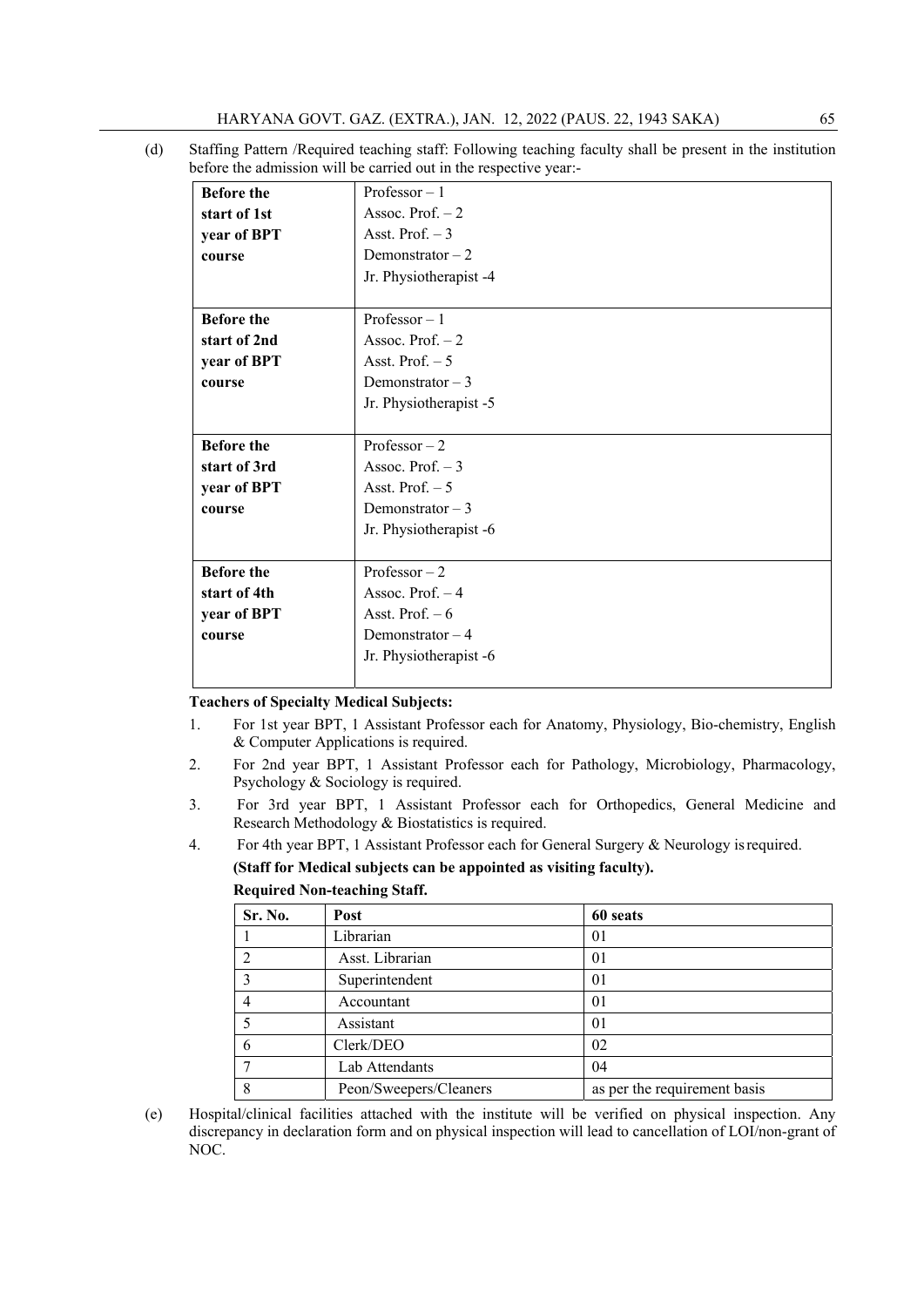(d) Staffing Pattern /Required teaching staff: Following teaching faculty shall be present in the institution before the admission will be carried out in the respective year:-

| | |
|---|---|
| **Before the start of 1st year of BPT course** | Professor – 1<br>Assoc. Prof. – 2<br>Asst. Prof. – 3<br>Demonstrator – 2<br>Jr. Physiotherapist -4 |
| **Before the start of 2nd year of BPT course** | Professor – 1<br>Assoc. Prof. – 2<br>Asst. Prof. – 5<br>Demonstrator – 3<br>Jr. Physiotherapist -5 |
| **Before the start of 3rd year of BPT course** | Professor – 2<br>Assoc. Prof. – 3<br>Asst. Prof. – 5<br>Demonstrator – 3<br>Jr. Physiotherapist -6 |
| **Before the start of 4th year of BPT course** | Professor – 2<br>Assoc. Prof. – 4<br>Asst. Prof. – 6<br>Demonstrator – 4<br>Jr. Physiotherapist -6 |

**Teachers of Specialty Medical Subjects:**

1. For 1st year BPT, 1 Assistant Professor each for Anatomy, Physiology, Bio-chemistry, English & Computer Applications is required.
2. For 2nd year BPT, 1 Assistant Professor each for Pathology, Microbiology, Pharmacology, Psychology & Sociology is required.
3. For 3rd year BPT, 1 Assistant Professor each for Orthopedics, General Medicine and Research Methodology & Biostatistics is required.
4. For 4th year BPT, 1 Assistant Professor each for General Surgery & Neurology is required.

**(Staff for Medical subjects can be appointed as visiting faculty).**

**Required Non-teaching Staff.**

| Sr. No. | Post | 60 seats |
|---|---|---|
| 1 | Librarian | 01 |
| 2 | Asst. Librarian | 01 |
| 3 | Superintendent | 01 |
| 4 | Accountant | 01 |
| 5 | Assistant | 01 |
| 6 | Clerk/DEO | 02 |
| 7 | Lab Attendants | 04 |
| 8 | Peon/Sweepers/Cleaners | as per the requirement basis |

(e) Hospital/clinical facilities attached with the institute will be verified on physical inspection. Any discrepancy in declaration form and on physical inspection will lead to cancellation of LOI/non-grant of NOC.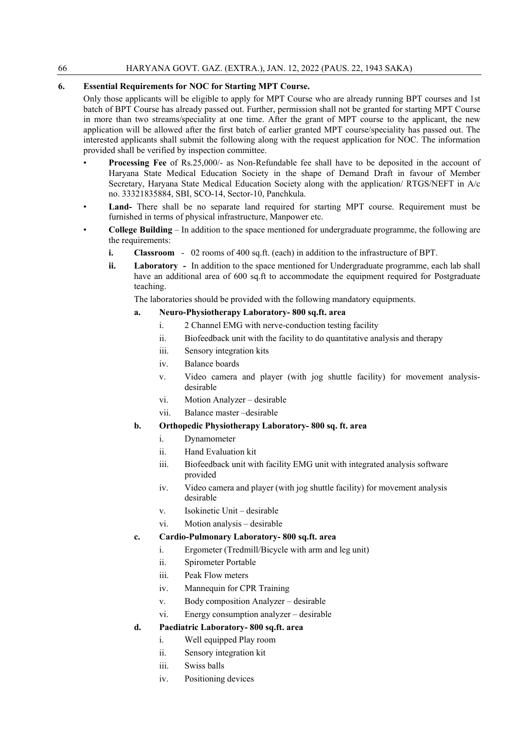## 6. Essential Requirements for NOC for Starting MPT Course.

Only those applicants will be eligible to apply for MPT Course who are already running BPT courses and 1st batch of BPT Course has already passed out. Further, permission shall not be granted for starting MPT Course in more than two streams/speciality at one time. After the grant of MPT course to the applicant, the new application will be allowed after the first batch of earlier granted MPT course/speciality has passed out. The interested applicants shall submit the following along with the request application for NOC. The information provided shall be verified by inspection committee.

- **Processing Fee** of Rs.25,000/- as Non-Refundable fee shall have to be deposited in the account of Haryana State Medical Education Society in the shape of Demand Draft in favour of Member Secretary, Haryana State Medical Education Society along with the application/ RTGS/NEFT in A/c no. 33321835884, SBI, SCO-14, Sector-10, Panchkula.
- **Land-** There shall be no separate land required for starting MPT course. Requirement must be furnished in terms of physical infrastructure, Manpower etc.
- **College Building** – In addition to the space mentioned for undergraduate programme, the following are the requirements:
  - **i. Classroom** - 02 rooms of 400 sq.ft. (each) in addition to the infrastructure of BPT.
  - **ii. Laboratory -** In addition to the space mentioned for Undergraduate programme, each lab shall have an additional area of 600 sq.ft to accommodate the equipment required for Postgraduate teaching.

    The laboratories should be provided with the following mandatory equipments.

    **a. Neuro-Physiotherapy Laboratory- 800 sq.ft. area**

    i. 2 Channel EMG with nerve-conduction testing facility
    ii. Biofeedback unit with the facility to do quantitative analysis and therapy
    iii. Sensory integration kits
    iv. Balance boards
    v. Video camera and player (with jog shuttle facility) for movement analysis- desirable
    vi. Motion Analyzer – desirable
    vii. Balance master –desirable

    **b. Orthopedic Physiotherapy Laboratory- 800 sq. ft. area**

    i. Dynamometer
    ii. Hand Evaluation kit
    iii. Biofeedback unit with facility EMG unit with integrated analysis software provided
    iv. Video camera and player (with jog shuttle facility) for movement analysis desirable
    v. Isokinetic Unit – desirable
    vi. Motion analysis – desirable

    **c. Cardio-Pulmonary Laboratory- 800 sq.ft. area**

    i. Ergometer (Tredmill/Bicycle with arm and leg unit)
    ii. Spirometer Portable
    iii. Peak Flow meters
    iv. Mannequin for CPR Training
    v. Body composition Analyzer – desirable
    vi. Energy consumption analyzer – desirable

    **d. Paediatric Laboratory- 800 sq.ft. area**

    i. Well equipped Play room
    ii. Sensory integration kit
    iii. Swiss balls
    iv. Positioning devices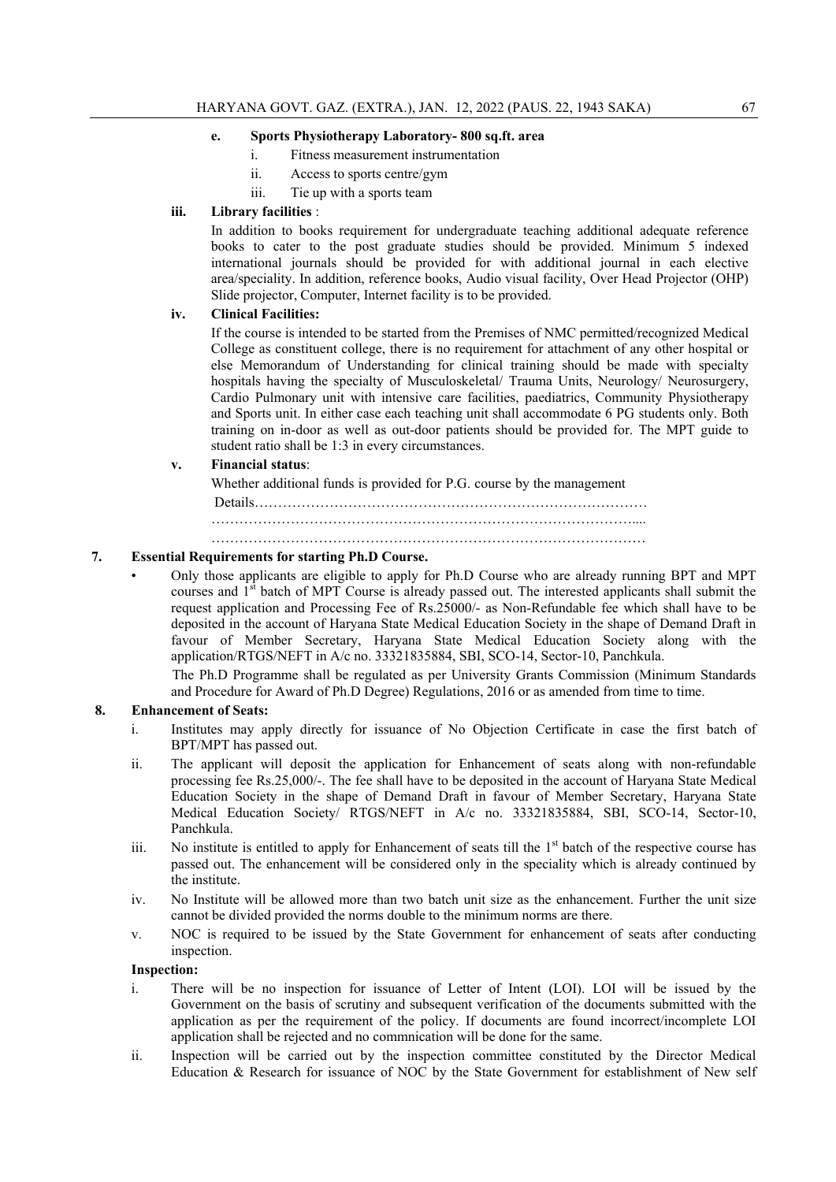**e. Sports Physiotherapy Laboratory- 800 sq.ft. area**

i. Fitness measurement instrumentation

ii. Access to sports centre/gym

iii. Tie up with a sports team

**iii. Library facilities** :

In addition to books requirement for undergraduate teaching additional adequate reference books to cater to the post graduate studies should be provided. Minimum 5 indexed international journals should be provided for with additional journal in each elective area/speciality. In addition, reference books, Audio visual facility, Over Head Projector (OHP) Slide projector, Computer, Internet facility is to be provided.

**iv. Clinical Facilities:**

If the course is intended to be started from the Premises of NMC permitted/recognized Medical College as constituent college, there is no requirement for attachment of any other hospital or else Memorandum of Understanding for clinical training should be made with specialty hospitals having the specialty of Musculoskeletal/ Trauma Units, Neurology/ Neurosurgery, Cardio Pulmonary unit with intensive care facilities, paediatrics, Community Physiotherapy and Sports unit. In either case each teaching unit shall accommodate 6 PG students only. Both training on in-door as well as out-door patients should be provided for. The MPT guide to student ratio shall be 1:3 in every circumstances.

**v. Financial status**:

Whether additional funds is provided for P.G. course by the management

Details……………………………………………………………………………
…………………………………………………………………………………....
…………………………………………………………………………………

**7. Essential Requirements for starting Ph.D Course.**

- Only those applicants are eligible to apply for Ph.D Course who are already running BPT and MPT courses and 1st batch of MPT Course is already passed out. The interested applicants shall submit the request application and Processing Fee of Rs.25000/- as Non-Refundable fee which shall have to be deposited in the account of Haryana State Medical Education Society in the shape of Demand Draft in favour of Member Secretary, Haryana State Medical Education Society along with the application/RTGS/NEFT in A/c no. 33321835884, SBI, SCO-14, Sector-10, Panchkula.

  The Ph.D Programme shall be regulated as per University Grants Commission (Minimum Standards and Procedure for Award of Ph.D Degree) Regulations, 2016 or as amended from time to time.

**8. Enhancement of Seats:**

i. Institutes may apply directly for issuance of No Objection Certificate in case the first batch of BPT/MPT has passed out.

ii. The applicant will deposit the application for Enhancement of seats along with non-refundable processing fee Rs.25,000/-. The fee shall have to be deposited in the account of Haryana State Medical Education Society in the shape of Demand Draft in favour of Member Secretary, Haryana State Medical Education Society/ RTGS/NEFT in A/c no. 33321835884, SBI, SCO-14, Sector-10, Panchkula.

iii. No institute is entitled to apply for Enhancement of seats till the 1st batch of the respective course has passed out. The enhancement will be considered only in the speciality which is already continued by the institute.

iv. No Institute will be allowed more than two batch unit size as the enhancement. Further the unit size cannot be divided provided the norms double to the minimum norms are there.

v. NOC is required to be issued by the State Government for enhancement of seats after conducting inspection.

**Inspection:**

i. There will be no inspection for issuance of Letter of Intent (LOI). LOI will be issued by the Government on the basis of scrutiny and subsequent verification of the documents submitted with the application as per the requirement of the policy. If documents are found incorrect/incomplete LOI application shall be rejected and no commnication will be done for the same.

ii. Inspection will be carried out by the inspection committee constituted by the Director Medical Education & Research for issuance of NOC by the State Government for establishment of New self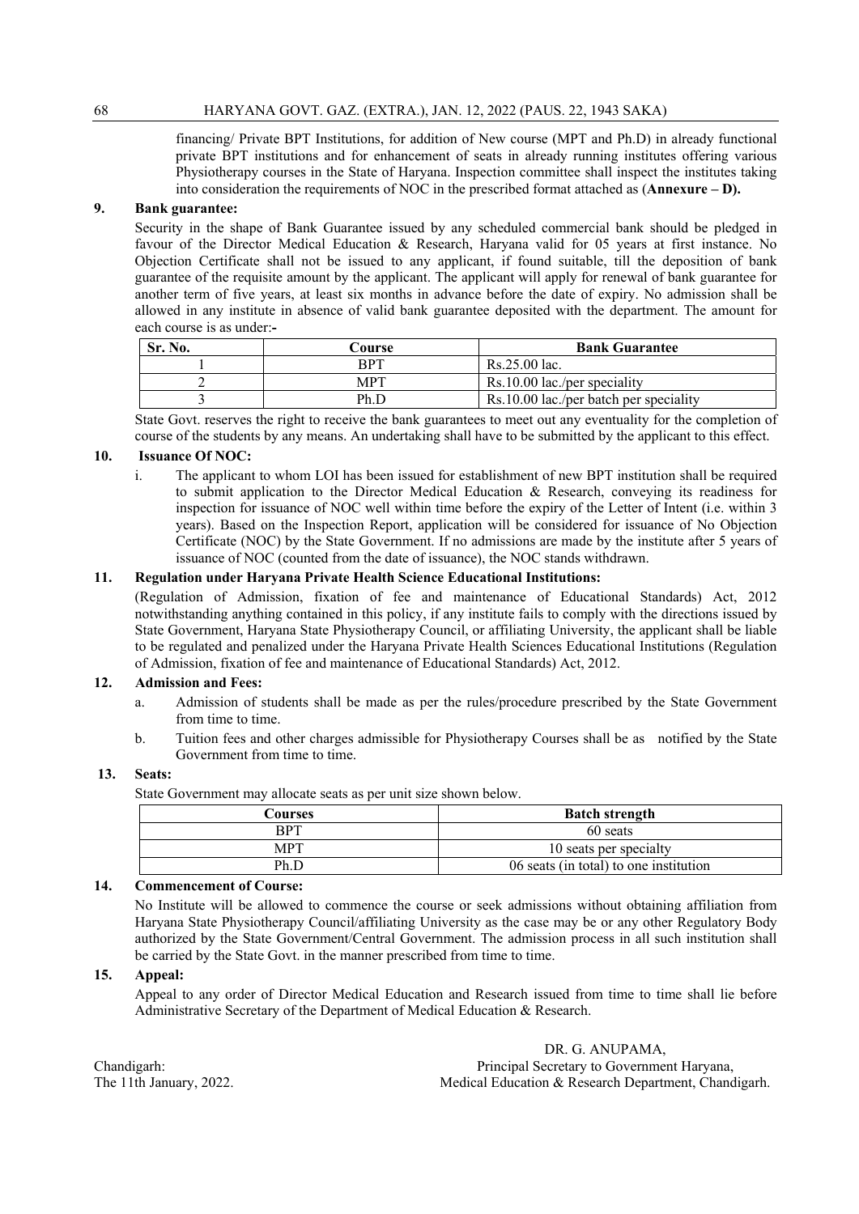financing/ Private BPT Institutions, for addition of New course (MPT and Ph.D) in already functional private BPT institutions and for enhancement of seats in already running institutes offering various Physiotherapy courses in the State of Haryana. Inspection committee shall inspect the institutes taking into consideration the requirements of NOC in the prescribed format attached as (**Annexure – D).**

**9. Bank guarantee:**

Security in the shape of Bank Guarantee issued by any scheduled commercial bank should be pledged in favour of the Director Medical Education & Research, Haryana valid for 05 years at first instance. No Objection Certificate shall not be issued to any applicant, if found suitable, till the deposition of bank guarantee of the requisite amount by the applicant. The applicant will apply for renewal of bank guarantee for another term of five years, at least six months in advance before the date of expiry. No admission shall be allowed in any institute in absence of valid bank guarantee deposited with the department. The amount for each course is as under:-

| Sr. No. | Course | Bank Guarantee |
|---|---|---|
| 1 | BPT | Rs.25.00 lac. |
| 2 | MPT | Rs.10.00 lac./per speciality |
| 3 | Ph.D | Rs.10.00 lac./per batch per speciality |

State Govt. reserves the right to receive the bank guarantees to meet out any eventuality for the completion of course of the students by any means. An undertaking shall have to be submitted by the applicant to this effect.

**10. Issuance Of NOC:**

i. The applicant to whom LOI has been issued for establishment of new BPT institution shall be required to submit application to the Director Medical Education & Research, conveying its readiness for inspection for issuance of NOC well within time before the expiry of the Letter of Intent (i.e. within 3 years). Based on the Inspection Report, application will be considered for issuance of No Objection Certificate (NOC) by the State Government. If no admissions are made by the institute after 5 years of issuance of NOC (counted from the date of issuance), the NOC stands withdrawn.

**11. Regulation under Haryana Private Health Science Educational Institutions:**

(Regulation of Admission, fixation of fee and maintenance of Educational Standards) Act, 2012 notwithstanding anything contained in this policy, if any institute fails to comply with the directions issued by State Government, Haryana State Physiotherapy Council, or affiliating University, the applicant shall be liable to be regulated and penalized under the Haryana Private Health Sciences Educational Institutions (Regulation of Admission, fixation of fee and maintenance of Educational Standards) Act, 2012.

**12. Admission and Fees:**

a. Admission of students shall be made as per the rules/procedure prescribed by the State Government from time to time.

b. Tuition fees and other charges admissible for Physiotherapy Courses shall be as notified by the State Government from time to time.

**13. Seats:**

State Government may allocate seats as per unit size shown below.

| Courses | Batch strength |
|---|---|
| BPT | 60 seats |
| MPT | 10 seats per specialty |
| Ph.D | 06 seats (in total) to one institution |

**14. Commencement of Course:**

No Institute will be allowed to commence the course or seek admissions without obtaining affiliation from Haryana State Physiotherapy Council/affiliating University as the case may be or any other Regulatory Body authorized by the State Government/Central Government. The admission process in all such institution shall be carried by the State Govt. in the manner prescribed from time to time.

**15. Appeal:**

Appeal to any order of Director Medical Education and Research issued from time to time shall lie before Administrative Secretary of the Department of Medical Education & Research.

DR. G. ANUPAMA,
Principal Secretary to Government Haryana,
Medical Education & Research Department, Chandigarh.

Chandigarh:
The 11th January, 2022.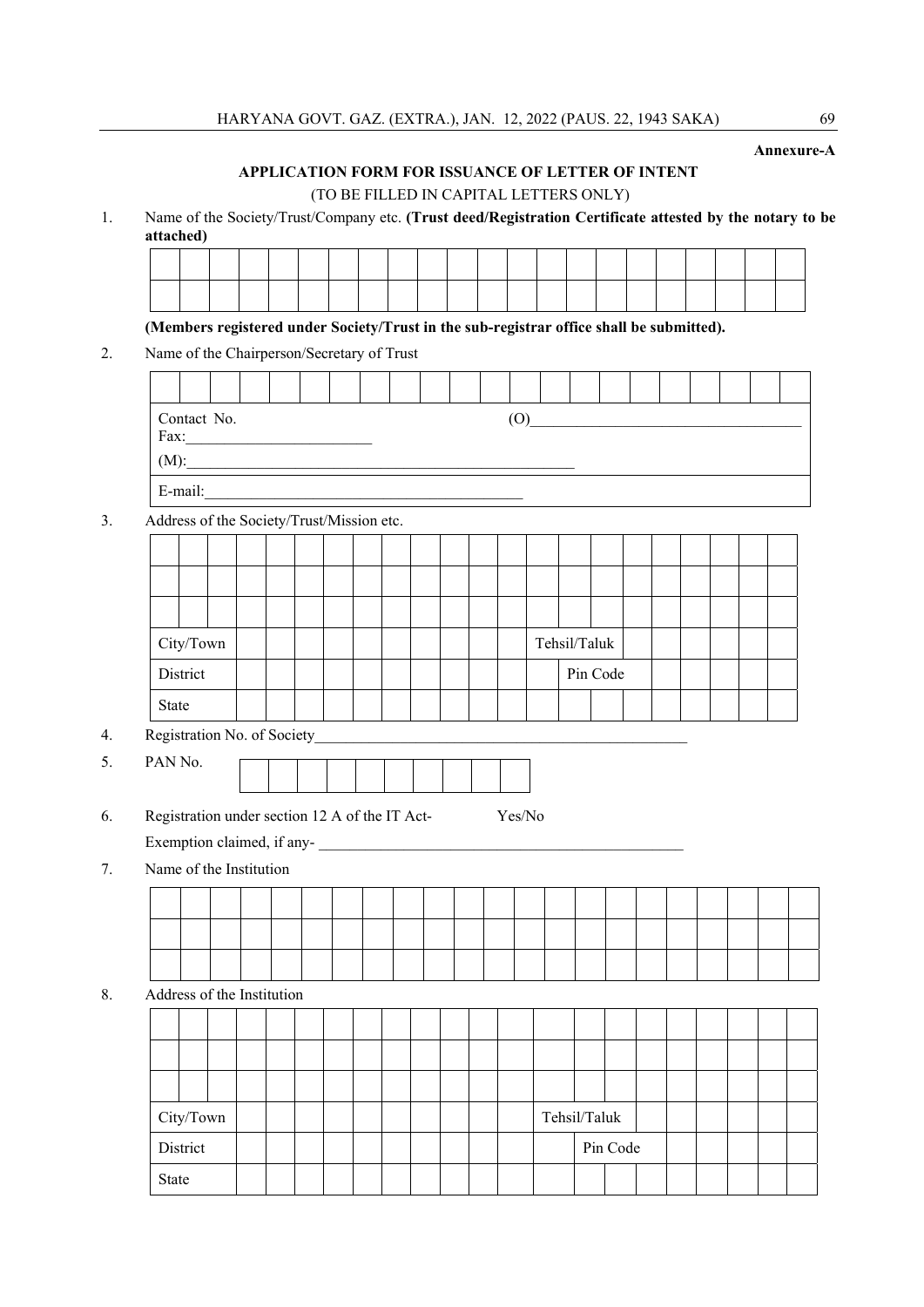**Annexure-A**

## APPLICATION FORM FOR ISSUANCE OF LETTER OF INTENT

(TO BE FILLED IN CAPITAL LETTERS ONLY)

1. Name of the Society/Trust/Company etc. **(Trust deed/Registration Certificate attested by the notary to be attached)**

| | | | | | | | | | | | | | | | | | | | | | |
|---|---|---|---|---|---|---|---|---|---|---|---|---|---|---|---|---|---|---|---|---|---|
| | | | | | | | | | | | | | | | | | | | | | |

**(Members registered under Society/Trust in the sub-registrar office shall be submitted).**

2. Name of the Chairperson/Secretary of Trust

| | | | | | | | | | | | | | | | | | | | | | |
|---|---|---|---|---|---|---|---|---|---|---|---|---|---|---|---|---|---|---|---|---|---|

Contact No. (O)____________________ Fax:____________________

(M):____________________

E-mail:____________________

3. Address of the Society/Trust/Mission etc.

| | | | | | | | | | | | | | | | | | | | | | |
|---|---|---|---|---|---|---|---|---|---|---|---|---|---|---|---|---|---|---|---|---|---|
| | | | | | | | | | | | | | | | | | | | | | |
| | | | | | | | | | | | | | | | | | | | | | |
| City/Town | | | | | | | | | | | | Tehsil/Taluk | | | | | | | | | |
| District | | | | | | | | | | | | | Pin Code | | | | | | | | |
| State | | | | | | | | | | | | | | | | | | | | | |

4. Registration No. of Society____________________

5. PAN No.

| | | | | | | | | | |
|---|---|---|---|---|---|---|---|---|---|

6. Registration under section 12 A of the IT Act- Yes/No

   Exemption claimed, if any- ____________________

7. Name of the Institution

| | | | | | | | | | | | | | | | | | | | | | |
|---|---|---|---|---|---|---|---|---|---|---|---|---|---|---|---|---|---|---|---|---|---|
| | | | | | | | | | | | | | | | | | | | | | |
| | | | | | | | | | | | | | | | | | | | | | |

8. Address of the Institution

| | | | | | | | | | | | | | | | | | | | | | |
|---|---|---|---|---|---|---|---|---|---|---|---|---|---|---|---|---|---|---|---|---|---|
| | | | | | | | | | | | | | | | | | | | | | |
| | | | | | | | | | | | | | | | | | | | | | |
| City/Town | | | | | | | | | | | | Tehsil/Taluk | | | | | | | | | |
| District | | | | | | | | | | | | | Pin Code | | | | | | | | |
| State | | | | | | | | | | | | | | | | | | | | | |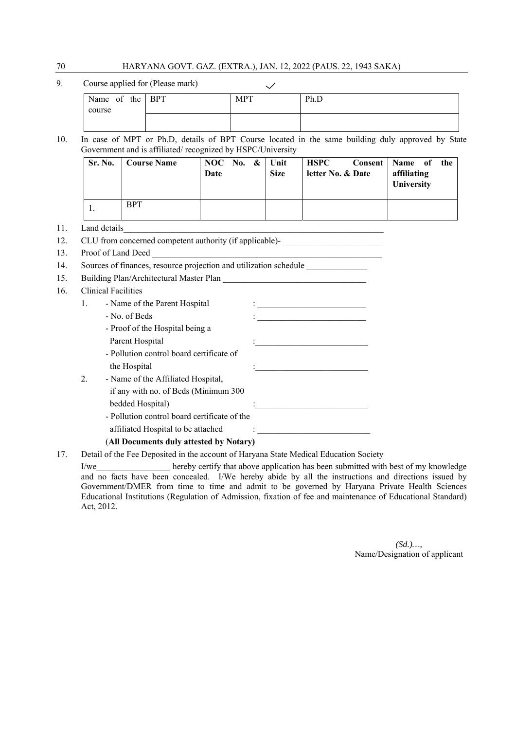9. Course applied for (Please mark) ✓

| Name of the course | BPT | MPT | Ph.D |
|---|---|---|---|
| | | | |

10. In case of MPT or Ph.D, details of BPT Course located in the same building duly approved by State Government and is affiliated/ recognized by HSPC/University

| Sr. No. | Course Name | NOC No. & Date | Unit Size | HSPC Consent letter No. & Date | Name of the affiliating University |
|---|---|---|---|---|---|
| 1. | BPT | | | | |

11. Land details_______________________________________________________________
12. CLU from concerned competent authority (if applicable)- _______________________
13. Proof of Land Deed _______________________________________________________
14. Sources of finances, resource projection and utilization schedule ______________
15. Building Plan/Architectural Master Plan _________________________________
16. Clinical Facilities
    1. - Name of the Parent Hospital : _________________________
       - No. of Beds : _________________________
       - Proof of the Hospital being a Parent Hospital :_________________________
       - Pollution control board certificate of the Hospital :_________________________
    2. - Name of the Affiliated Hospital, if any with no. of Beds (Minimum 300 bedded Hospital) :_________________________
       - Pollution control board certificate of the affiliated Hospital to be attached : _________________________

    (**All Documents duly attested by Notary)**

17. Detail of the Fee Deposited in the account of Haryana State Medical Education Society

    I/we_________________ hereby certify that above application has been submitted with best of my knowledge and no facts have been concealed. I/We hereby abide by all the instructions and directions issued by Government/DMER from time to time and admit to be governed by Haryana Private Health Sciences Educational Institutions (Regulation of Admission, fixation of fee and maintenance of Educational Standard) Act, 2012.

*(Sd.)…,*
Name/Designation of applicant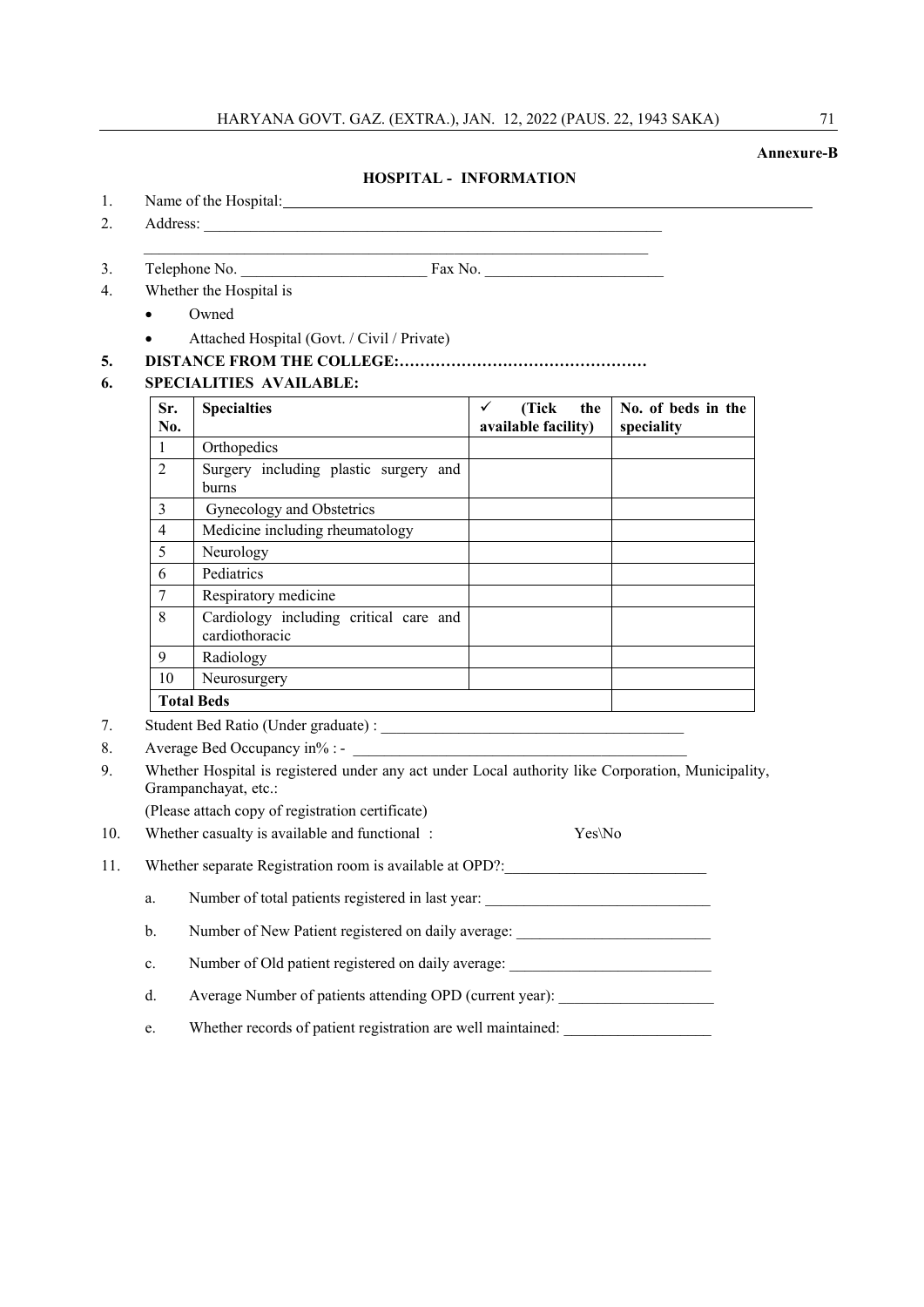**Annexure-B**

## HOSPITAL - INFORMATION

1. Name of the Hospital: ____________________________________________

2. Address: ____________________________________________

   ____________________________________________

3. Telephone No. ________________________ Fax No. ________________________

4. Whether the Hospital is
   - Owned
   - Attached Hospital (Govt. / Civil / Private)

5. **DISTANCE FROM THE COLLEGE:…………………………………………**

6. **SPECIALITIES AVAILABLE:**

| Sr. No. | Specialties | ✓ (Tick the available facility) | No. of beds in the speciality |
|---|---|---|---|
| 1 | Orthopedics | | |
| 2 | Surgery including plastic surgery and burns | | |
| 3 | Gynecology and Obstetrics | | |
| 4 | Medicine including rheumatology | | |
| 5 | Neurology | | |
| 6 | Pediatrics | | |
| 7 | Respiratory medicine | | |
| 8 | Cardiology including critical care and cardiothoracic | | |
| 9 | Radiology | | |
| 10 | Neurosurgery | | |
| **Total Beds** | | | |

7. Student Bed Ratio (Under graduate) : ________________________________________

8. Average Bed Occupancy in% : - ________________________________________

9. Whether Hospital is registered under any act under Local authority like Corporation, Municipality, Grampanchayat, etc.:

   (Please attach copy of registration certificate)

10. Whether casualty is available and functional : Yes\No

11. Whether separate Registration room is available at OPD?:__________________________

    a. Number of total patients registered in last year: _____________________________

    b. Number of New Patient registered on daily average: _________________________

    c. Number of Old patient registered on daily average: __________________________

    d. Average Number of patients attending OPD (current year): ____________________

    e. Whether records of patient registration are well maintained: ___________________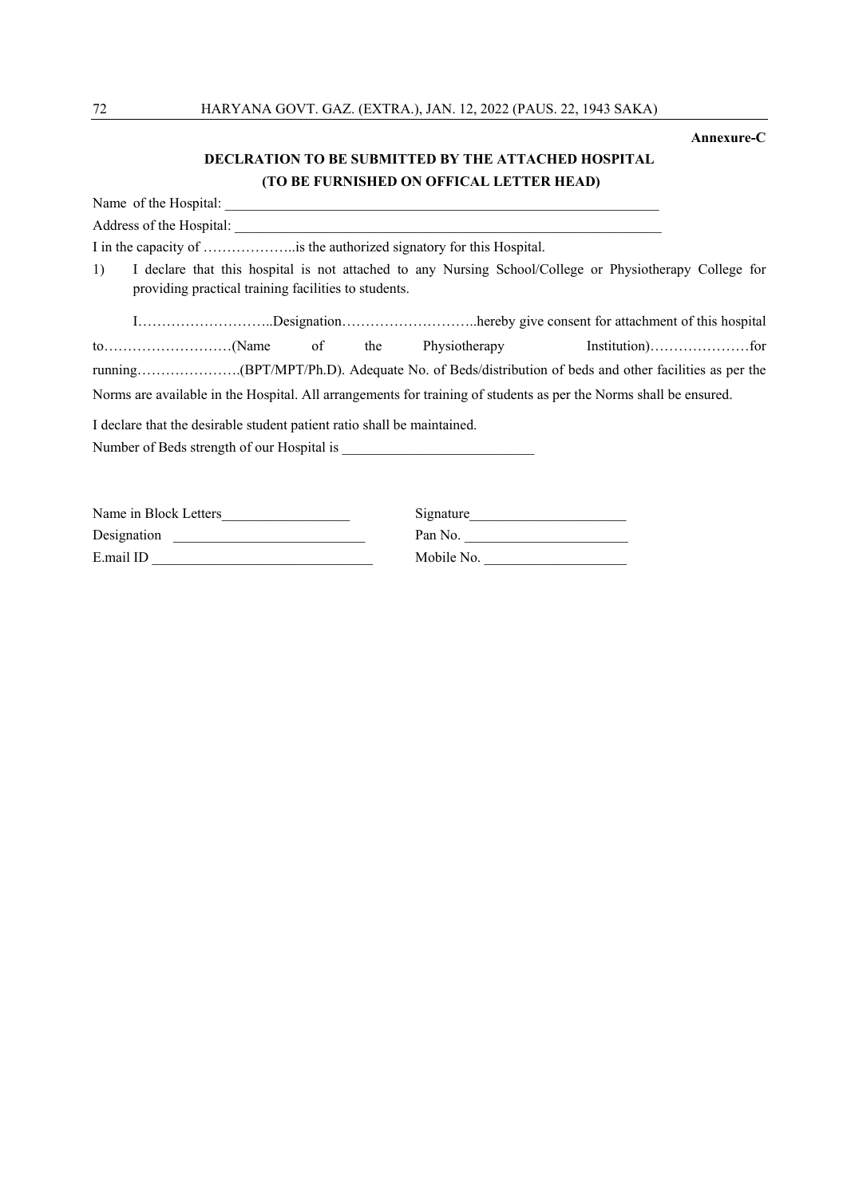**Annexure-C**

## DECLRATION TO BE SUBMITTED BY THE ATTACHED HOSPITAL
## (TO BE FURNISHED ON OFFICAL LETTER HEAD)

Name of the Hospital: ______________________________________________________________

Address of the Hospital: ____________________________________________________________

I in the capacity of ………………..is the authorized signatory for this Hospital.

1) I declare that this hospital is not attached to any Nursing School/College or Physiotherapy College for providing practical training facilities to students.

I………………………..Designation………………………..hereby give consent for attachment of this hospital to………………………(Name of the Physiotherapy Institution)…………………for running………………….(BPT/MPT/Ph.D). Adequate No. of Beds/distribution of beds and other facilities as per the Norms are available in the Hospital. All arrangements for training of students as per the Norms shall be ensured.

I declare that the desirable student patient ratio shall be maintained.

Number of Beds strength of our Hospital is ___________________________

Name in Block Letters__________________ Signature______________________

Designation ___________________________ Pan No. _______________________

E.mail ID _______________________________ Mobile No. ____________________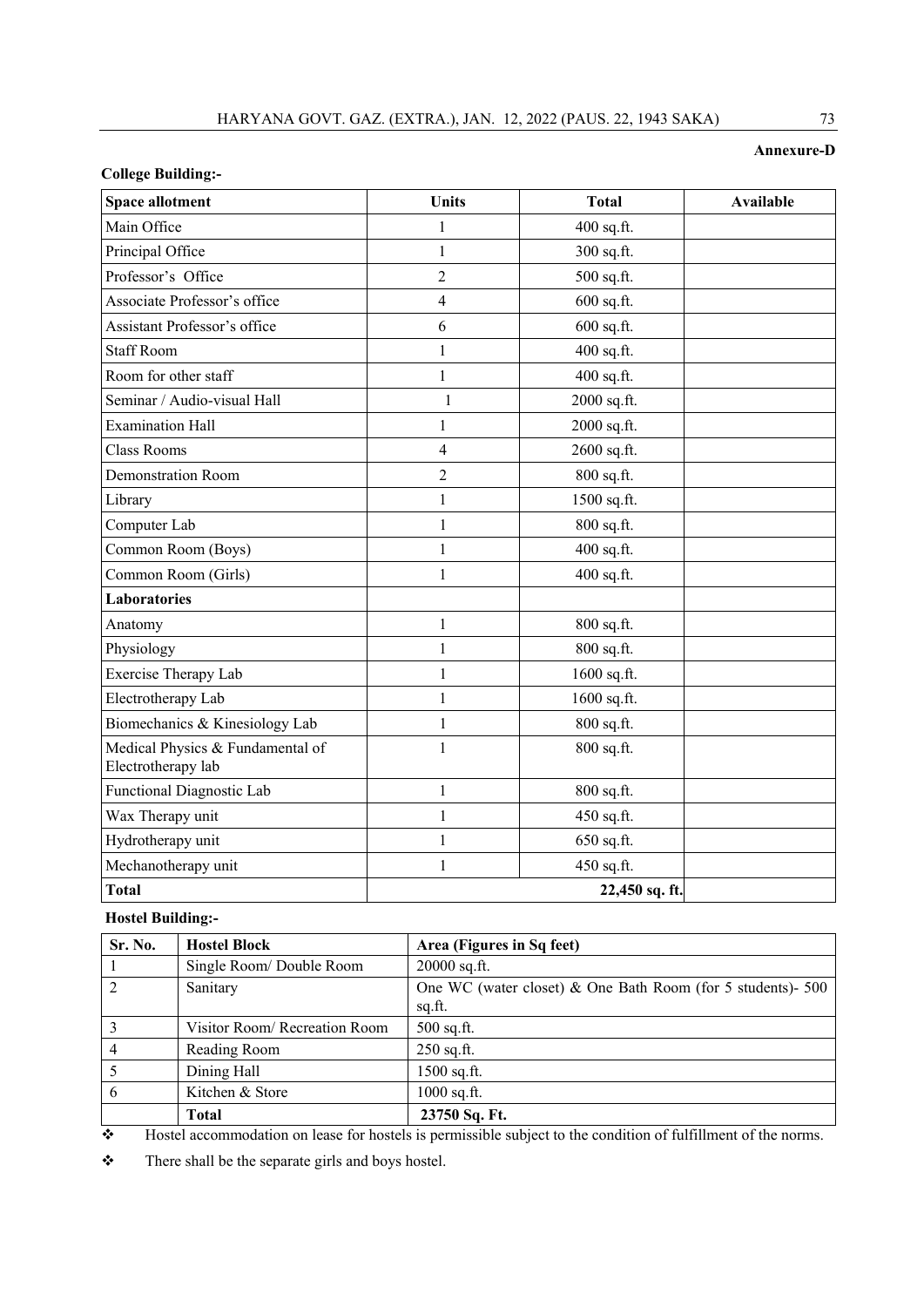**Annexure-D**

**College Building:-**

| Space allotment | Units | Total | Available |
|---|---|---|---|
| Main Office | 1 | 400 sq.ft. | |
| Principal Office | 1 | 300 sq.ft. | |
| Professor's Office | 2 | 500 sq.ft. | |
| Associate Professor's office | 4 | 600 sq.ft. | |
| Assistant Professor's office | 6 | 600 sq.ft. | |
| Staff Room | 1 | 400 sq.ft. | |
| Room for other staff | 1 | 400 sq.ft. | |
| Seminar / Audio-visual Hall | 1 | 2000 sq.ft. | |
| Examination Hall | 1 | 2000 sq.ft. | |
| Class Rooms | 4 | 2600 sq.ft. | |
| Demonstration Room | 2 | 800 sq.ft. | |
| Library | 1 | 1500 sq.ft. | |
| Computer Lab | 1 | 800 sq.ft. | |
| Common Room (Boys) | 1 | 400 sq.ft. | |
| Common Room (Girls) | 1 | 400 sq.ft. | |
| **Laboratories** | | | |
| Anatomy | 1 | 800 sq.ft. | |
| Physiology | 1 | 800 sq.ft. | |
| Exercise Therapy Lab | 1 | 1600 sq.ft. | |
| Electrotherapy Lab | 1 | 1600 sq.ft. | |
| Biomechanics & Kinesiology Lab | 1 | 800 sq.ft. | |
| Medical Physics & Fundamental of Electrotherapy lab | 1 | 800 sq.ft. | |
| Functional Diagnostic Lab | 1 | 800 sq.ft. | |
| Wax Therapy unit | 1 | 450 sq.ft. | |
| Hydrotherapy unit | 1 | 650 sq.ft. | |
| Mechanotherapy unit | 1 | 450 sq.ft. | |
| **Total** | | **22,450 sq. ft.** | |

**Hostel Building:-**

| Sr. No. | Hostel Block | Area (Figures in Sq feet) |
|---|---|---|
| 1 | Single Room/ Double Room | 20000 sq.ft. |
| 2 | Sanitary | One WC (water closet) & One Bath Room (for 5 students)- 500 sq.ft. |
| 3 | Visitor Room/ Recreation Room | 500 sq.ft. |
| 4 | Reading Room | 250 sq.ft. |
| 5 | Dining Hall | 1500 sq.ft. |
| 6 | Kitchen & Store | 1000 sq.ft. |
| | **Total** | **23750 Sq. Ft.** |

- Hostel accommodation on lease for hostels is permissible subject to the condition of fulfillment of the norms.
- There shall be the separate girls and boys hostel.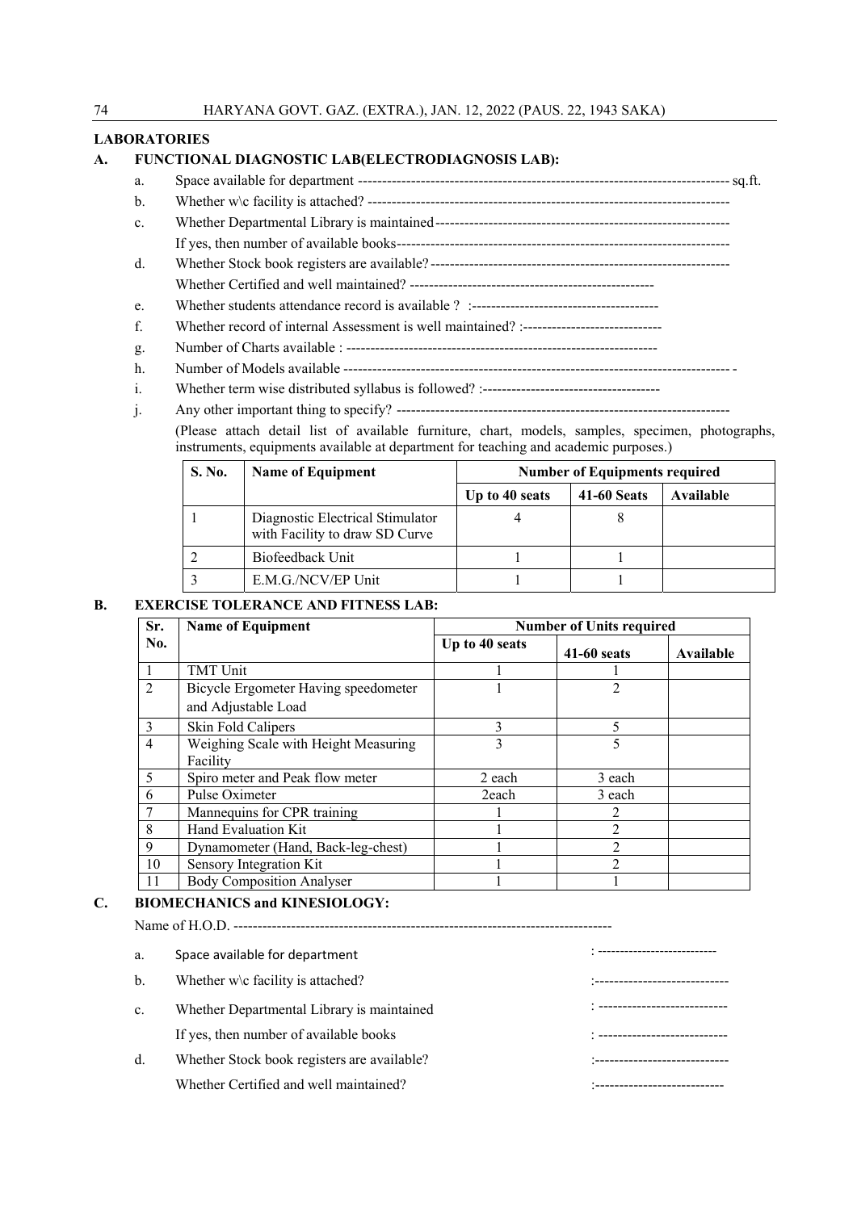## LABORATORIES

### A. FUNCTIONAL DIAGNOSTIC LAB(ELECTRODIAGNOSIS LAB):

a. Space available for department ------------------------------------------------------------------------------ sq.ft.

b. Whether w\c facility is attached? ---------------------------------------------------------------------------

c. Whether Departmental Library is maintained-------------------------------------------------------------

If yes, then number of available books---------------------------------------------------------------------

d. Whether Stock book registers are available?---------------------------------------------------------------

Whether Certified and well maintained? ---------------------------------------------------

e. Whether students attendance record is available ? :---------------------------------------

f. Whether record of internal Assessment is well maintained? :-----------------------------

g. Number of Charts available : -----------------------------------------------------------------

h. Number of Models available ---------------------------------------------------------------------------------- -

i. Whether term wise distributed syllabus is followed? :-------------------------------------

j. Any other important thing to specify? ---------------------------------------------------------------------

(Please attach detail list of available furniture, chart, models, samples, specimen, photographs, instruments, equipments available at department for teaching and academic purposes.)

| S. No. | Name of Equipment | Number of Equipments required | | |
|---|---|---|---|---|
| | | Up to 40 seats | 41-60 Seats | Available |
| 1 | Diagnostic Electrical Stimulator with Facility to draw SD Curve | 4 | 8 | |
| 2 | Biofeedback Unit | 1 | 1 | |
| 3 | E.M.G./NCV/EP Unit | 1 | 1 | |

### B. EXERCISE TOLERANCE AND FITNESS LAB:

| Sr. No. | Name of Equipment | Number of Units required | | |
|---|---|---|---|---|
| | | Up to 40 seats | 41-60 seats | Available |
| 1 | TMT Unit | 1 | 1 | |
| 2 | Bicycle Ergometer Having speedometer and Adjustable Load | 1 | 2 | |
| 3 | Skin Fold Calipers | 3 | 5 | |
| 4 | Weighing Scale with Height Measuring Facility | 3 | 5 | |
| 5 | Spiro meter and Peak flow meter | 2 each | 3 each | |
| 6 | Pulse Oximeter | 2each | 3 each | |
| 7 | Mannequins for CPR training | 1 | 2 | |
| 8 | Hand Evaluation Kit | 1 | 2 | |
| 9 | Dynamometer (Hand, Back-leg-chest) | 1 | 2 | |
| 10 | Sensory Integration Kit | 1 | 2 | |
| 11 | Body Composition Analyser | 1 | 1 | |

### C. BIOMECHANICS and KINESIOLOGY:

Name of H.O.D. --------------------------------------------------------------------------------

a. Space available for department : --------------------------

b. Whether w\c facility is attached? :----------------------------

c. Whether Departmental Library is maintained : ---------------------------

If yes, then number of available books : ---------------------------

d. Whether Stock book registers are available? :----------------------------

Whether Certified and well maintained? :---------------------------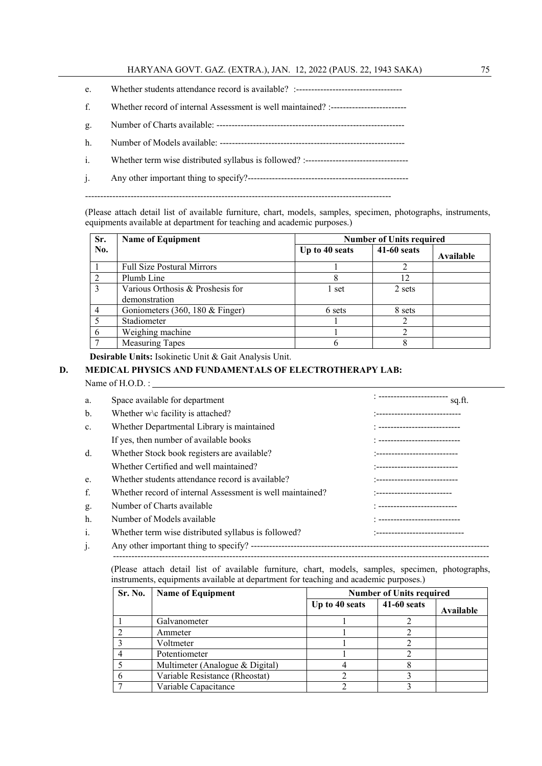e. Whether students attendance record is available? :-----------------------------------

f. Whether record of internal Assessment is well maintained? :-------------------------

g. Number of Charts available: --------------------------------------------------------------

h. Number of Models available: -------------------------------------------------------------

i. Whether term wise distributed syllabus is followed? :----------------------------------

j. Any other important thing to specify?------------------------------------------------------

----------------------------------------------------------------------------------------------------

(Please attach detail list of available furniture, chart, models, samples, specimen, photographs, instruments, equipments available at department for teaching and academic purposes.)

| Sr. No. | Name of Equipment | Number of Units required | | |
|---|---|---|---|---|
| | | Up to 40 seats | 41-60 seats | Available |
| 1 | Full Size Postural Mirrors | 1 | 2 | |
| 2 | Plumb Line | 8 | 12 | |
| 3 | Various Orthosis & Proshesis for demonstration | 1 set | 2 sets | |
| 4 | Goniometers (360, 180 & Finger) | 6 sets | 8 sets | |
| 5 | Stadiometer | 1 | 2 | |
| 6 | Weighing machine | 1 | 2 | |
| 7 | Measuring Tapes | 6 | 8 | |

**Desirable Units:** Isokinetic Unit & Gait Analysis Unit.

**D. MEDICAL PHYSICS AND FUNDAMENTALS OF ELECTROTHERAPY LAB:**

Name of H.O.D. : ______________________________

a. Space available for department : ---------------------- sq.ft.

b. Whether w\c facility is attached? :----------------------------

c. Whether Departmental Library is maintained : ---------------------------

If yes, then number of available books : ---------------------------

d. Whether Stock book registers are available? :---------------------------

Whether Certified and well maintained? :---------------------------

e. Whether students attendance record is available? :---------------------------

f. Whether record of internal Assessment is well maintained? :-------------------------

g. Number of Charts available : --------------------------

h. Number of Models available : ---------------------------

i. Whether term wise distributed syllabus is followed? :-----------------------------

j. Any other important thing to specify? ------------------------------------------------------------------------------
---------------------------------------------------------------------------------------------------------------------

(Please attach detail list of available furniture, chart, models, samples, specimen, photographs, instruments, equipments available at department for teaching and academic purposes.)

| Sr. No. | Name of Equipment | Number of Units required | | |
|---|---|---|---|---|
| | | Up to 40 seats | 41-60 seats | Available |
| 1 | Galvanometer | 1 | 2 | |
| 2 | Ammeter | 1 | 2 | |
| 3 | Voltmeter | 1 | 2 | |
| 4 | Potentiometer | 1 | 2 | |
| 5 | Multimeter (Analogue & Digital) | 4 | 8 | |
| 6 | Variable Resistance (Rheostat) | 2 | 3 | |
| 7 | Variable Capacitance | 2 | 3 | |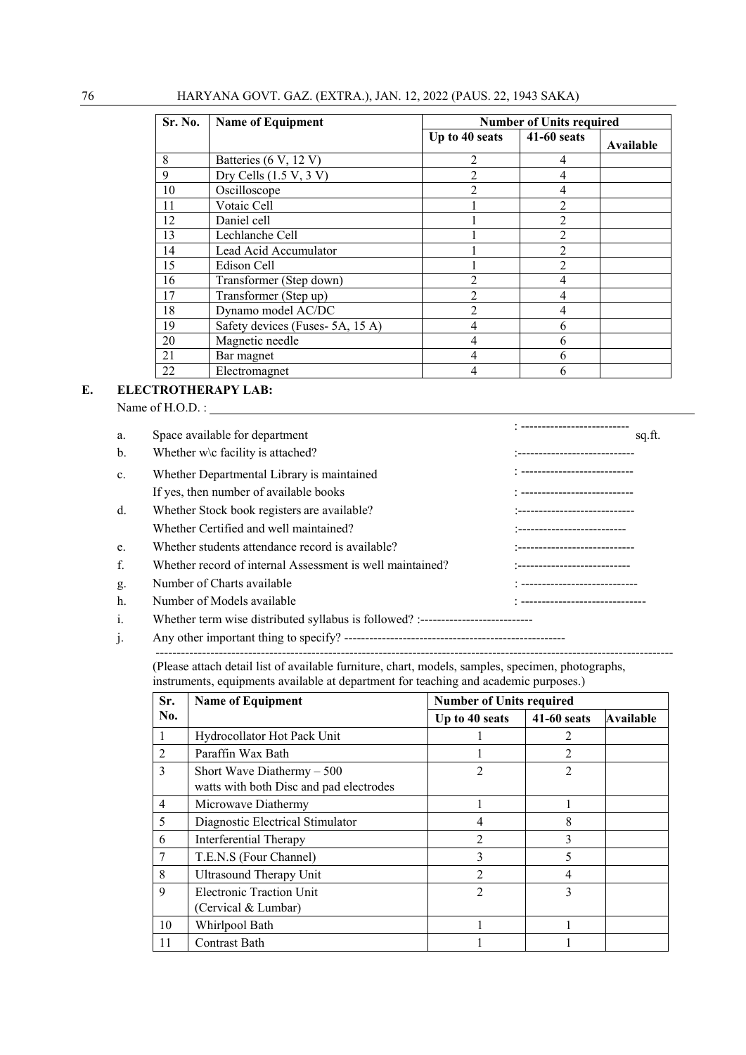| Sr. No. | Name of Equipment | Number of Units required | | |
|---|---|---|---|---|
| | | Up to 40 seats | 41-60 seats | Available |
| 8 | Batteries (6 V, 12 V) | 2 | 4 | |
| 9 | Dry Cells (1.5 V, 3 V) | 2 | 4 | |
| 10 | Oscilloscope | 2 | 4 | |
| 11 | Votaic Cell | 1 | 2 | |
| 12 | Daniel cell | 1 | 2 | |
| 13 | Lechlanche Cell | 1 | 2 | |
| 14 | Lead Acid Accumulator | 1 | 2 | |
| 15 | Edison Cell | 1 | 2 | |
| 16 | Transformer (Step down) | 2 | 4 | |
| 17 | Transformer (Step up) | 2 | 4 | |
| 18 | Dynamo model AC/DC | 2 | 4 | |
| 19 | Safety devices (Fuses- 5A, 15 A) | 4 | 6 | |
| 20 | Magnetic needle | 4 | 6 | |
| 21 | Bar magnet | 4 | 6 | |
| 22 | Electromagnet | 4 | 6 | |

**E. ELECTROTHERAPY LAB:**

Name of H.O.D. : ____________________

a. Space available for department : -------------------------- sq.ft.

b. Whether w\c facility is attached? :----------------------------

c. Whether Departmental Library is maintained : ---------------------------

If yes, then number of available books : ---------------------------

d. Whether Stock book registers are available? :----------------------------

Whether Certified and well maintained? :--------------------------

e. Whether students attendance record is available? :----------------------------

f. Whether record of internal Assessment is well maintained? :---------------------------

g. Number of Charts available : ----------------------------

h. Number of Models available : ------------------------------

i. Whether term wise distributed syllabus is followed? :---------------------------

j. Any other important thing to specify? -----------------------------------------------------

------------------------------------------------------------------------------------------------------------------

(Please attach detail list of available furniture, chart, models, samples, specimen, photographs, instruments, equipments available at department for teaching and academic purposes.)

| Sr. No. | Name of Equipment | Number of Units required | | |
|---|---|---|---|---|
| | | Up to 40 seats | 41-60 seats | Available |
| 1 | Hydrocollator Hot Pack Unit | 1 | 2 | |
| 2 | Paraffin Wax Bath | 1 | 2 | |
| 3 | Short Wave Diathermy – 500 watts with both Disc and pad electrodes | 2 | 2 | |
| 4 | Microwave Diathermy | 1 | 1 | |
| 5 | Diagnostic Electrical Stimulator | 4 | 8 | |
| 6 | Interferential Therapy | 2 | 3 | |
| 7 | T.E.N.S (Four Channel) | 3 | 5 | |
| 8 | Ultrasound Therapy Unit | 2 | 4 | |
| 9 | Electronic Traction Unit (Cervical & Lumbar) | 2 | 3 | |
| 10 | Whirlpool Bath | 1 | 1 | |
| 11 | Contrast Bath | 1 | 1 | |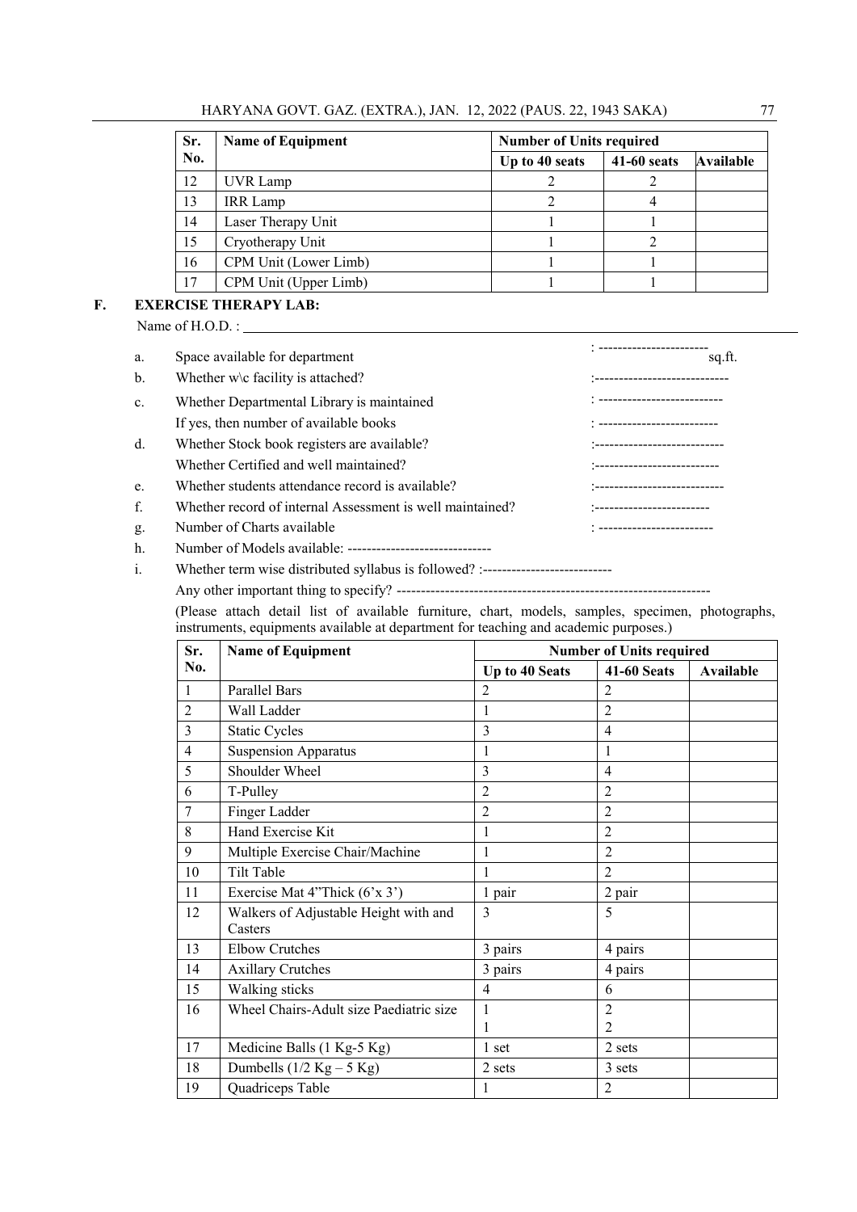| Sr. No. | Name of Equipment | Number of Units required | | |
|---|---|---|---|---|
| | | Up to 40 seats | 41-60 seats | Available |
| 12 | UVR Lamp | 2 | 2 | |
| 13 | IRR Lamp | 2 | 4 | |
| 14 | Laser Therapy Unit | 1 | 1 | |
| 15 | Cryotherapy Unit | 1 | 2 | |
| 16 | CPM Unit (Lower Limb) | 1 | 1 | |
| 17 | CPM Unit (Upper Limb) | 1 | 1 | |

**F. EXERCISE THERAPY LAB:**

Name of H.O.D. : ____________________

a. Space available for department : ---------------------- sq.ft.

b. Whether w\c facility is attached? :---------------------------

c. Whether Departmental Library is maintained : -------------------------

If yes, then number of available books : ------------------------

d. Whether Stock book registers are available? :--------------------------

Whether Certified and well maintained? :-------------------------

e. Whether students attendance record is available? :--------------------------

f. Whether record of internal Assessment is well maintained? :-----------------------

g. Number of Charts available : -----------------------

h. Number of Models available: ------------------------------

i. Whether term wise distributed syllabus is followed? :---------------------------

Any other important thing to specify? -----------------------------------------------------------------

(Please attach detail list of available furniture, chart, models, samples, specimen, photographs, instruments, equipments available at department for teaching and academic purposes.)

| Sr. No. | Name of Equipment | Number of Units required | | |
|---|---|---|---|---|
| | | Up to 40 Seats | 41-60 Seats | Available |
| 1 | Parallel Bars | 2 | 2 | |
| 2 | Wall Ladder | 1 | 2 | |
| 3 | Static Cycles | 3 | 4 | |
| 4 | Suspension Apparatus | 1 | 1 | |
| 5 | Shoulder Wheel | 3 | 4 | |
| 6 | T-Pulley | 2 | 2 | |
| 7 | Finger Ladder | 2 | 2 | |
| 8 | Hand Exercise Kit | 1 | 2 | |
| 9 | Multiple Exercise Chair/Machine | 1 | 2 | |
| 10 | Tilt Table | 1 | 2 | |
| 11 | Exercise Mat 4"Thick (6'x 3') | 1 pair | 2 pair | |
| 12 | Walkers of Adjustable Height with and Casters | 3 | 5 | |
| 13 | Elbow Crutches | 3 pairs | 4 pairs | |
| 14 | Axillary Crutches | 3 pairs | 4 pairs | |
| 15 | Walking sticks | 4 | 6 | |
| 16 | Wheel Chairs-Adult size Paediatric size | 1<br>1 | 2<br>2 | |
| 17 | Medicine Balls (1 Kg-5 Kg) | 1 set | 2 sets | |
| 18 | Dumbells (1/2 Kg – 5 Kg) | 2 sets | 3 sets | |
| 19 | Quadriceps Table | 1 | 2 | |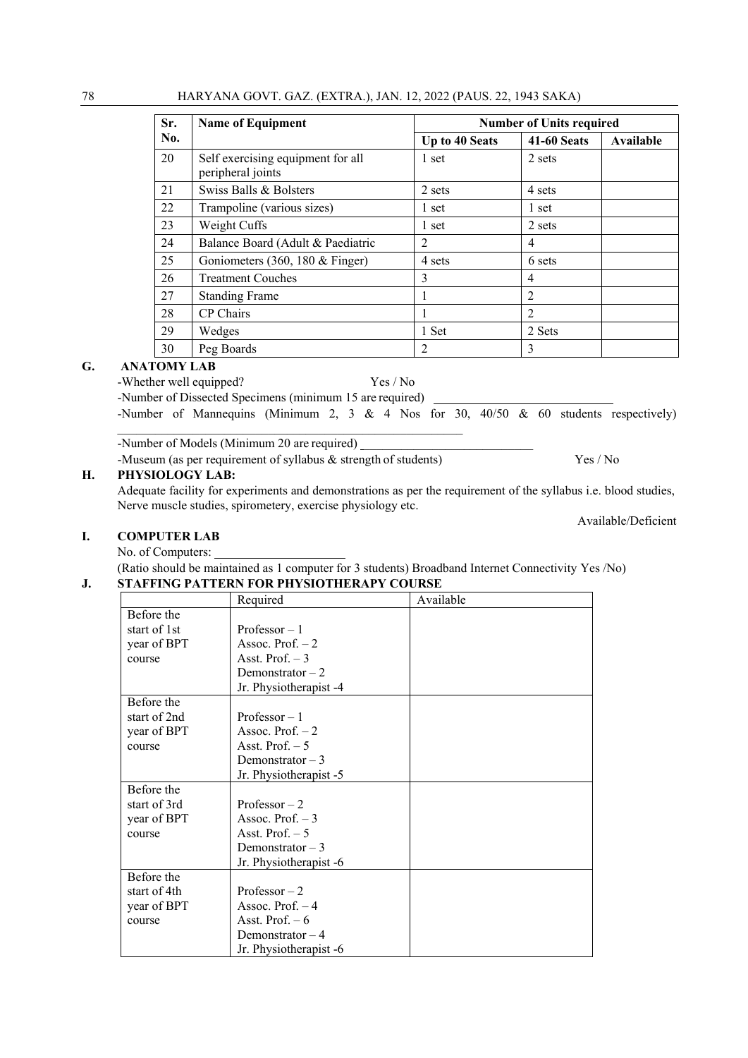| Sr. No. | Name of Equipment | Number of Units required | | |
|---|---|---|---|---|
| | | Up to 40 Seats | 41-60 Seats | Available |
| 20 | Self exercising equipment for all peripheral joints | 1 set | 2 sets | |
| 21 | Swiss Balls & Bolsters | 2 sets | 4 sets | |
| 22 | Trampoline (various sizes) | 1 set | 1 set | |
| 23 | Weight Cuffs | 1 set | 2 sets | |
| 24 | Balance Board (Adult & Paediatric | 2 | 4 | |
| 25 | Goniometers (360, 180 & Finger) | 4 sets | 6 sets | |
| 26 | Treatment Couches | 3 | 4 | |
| 27 | Standing Frame | 1 | 2 | |
| 28 | CP Chairs | 1 | 2 | |
| 29 | Wedges | 1 Set | 2 Sets | |
| 30 | Peg Boards | 2 | 3 | |

**G. ANATOMY LAB**

-Whether well equipped? Yes / No

-Number of Dissected Specimens (minimum 15 are required) ____________________

-Number of Mannequins (Minimum 2, 3 & 4 Nos for 30, 40/50 & 60 students respectively) ____________________

-Number of Models (Minimum 20 are required) ____________________

-Museum (as per requirement of syllabus & strength of students) Yes / No

**H. PHYSIOLOGY LAB:**

Adequate facility for experiments and demonstrations as per the requirement of the syllabus i.e. blood studies, Nerve muscle studies, spirometery, exercise physiology etc.

Available/Deficient

**I. COMPUTER LAB**

No. of Computers: ____________________

(Ratio should be maintained as 1 computer for 3 students) Broadband Internet Connectivity Yes /No)

**J. STAFFING PATTERN FOR PHYSIOTHERAPY COURSE**

| | Required | Available |
|---|---|---|
| Before the start of 1st year of BPT course | Professor – 1<br>Assoc. Prof. – 2<br>Asst. Prof. – 3<br>Demonstrator – 2<br>Jr. Physiotherapist -4 | |
| Before the start of 2nd year of BPT course | Professor – 1<br>Assoc. Prof. – 2<br>Asst. Prof. – 5<br>Demonstrator – 3<br>Jr. Physiotherapist -5 | |
| Before the start of 3rd year of BPT course | Professor – 2<br>Assoc. Prof. – 3<br>Asst. Prof. – 5<br>Demonstrator – 3<br>Jr. Physiotherapist -6 | |
| Before the start of 4th year of BPT course | Professor – 2<br>Assoc. Prof. – 4<br>Asst. Prof. – 6<br>Demonstrator – 4<br>Jr. Physiotherapist -6 | |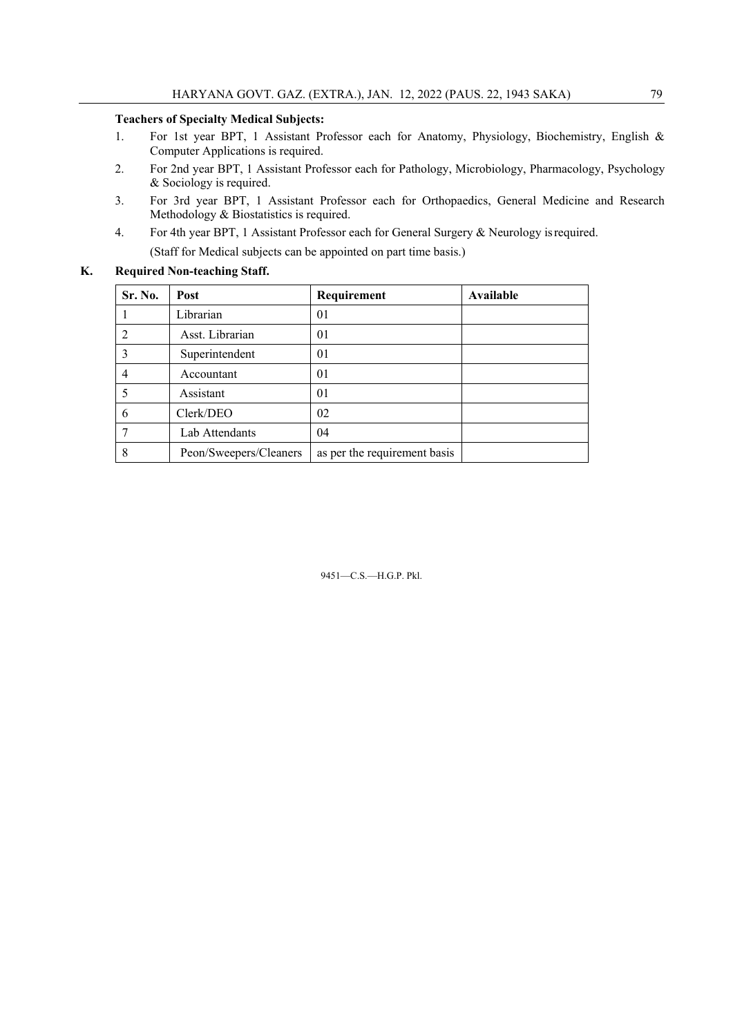**Teachers of Specialty Medical Subjects:**

1. For 1st year BPT, 1 Assistant Professor each for Anatomy, Physiology, Biochemistry, English & Computer Applications is required.
2. For 2nd year BPT, 1 Assistant Professor each for Pathology, Microbiology, Pharmacology, Psychology & Sociology is required.
3. For 3rd year BPT, 1 Assistant Professor each for Orthopaedics, General Medicine and Research Methodology & Biostatistics is required.
4. For 4th year BPT, 1 Assistant Professor each for General Surgery & Neurology is required.

(Staff for Medical subjects can be appointed on part time basis.)

**K. Required Non-teaching Staff.**

| Sr. No. | Post | Requirement | Available |
|---|---|---|---|
| 1 | Librarian | 01 | |
| 2 | Asst. Librarian | 01 | |
| 3 | Superintendent | 01 | |
| 4 | Accountant | 01 | |
| 5 | Assistant | 01 | |
| 6 | Clerk/DEO | 02 | |
| 7 | Lab Attendants | 04 | |
| 8 | Peon/Sweepers/Cleaners | as per the requirement basis | |

9451—C.S.—H.G.P. Pkl.